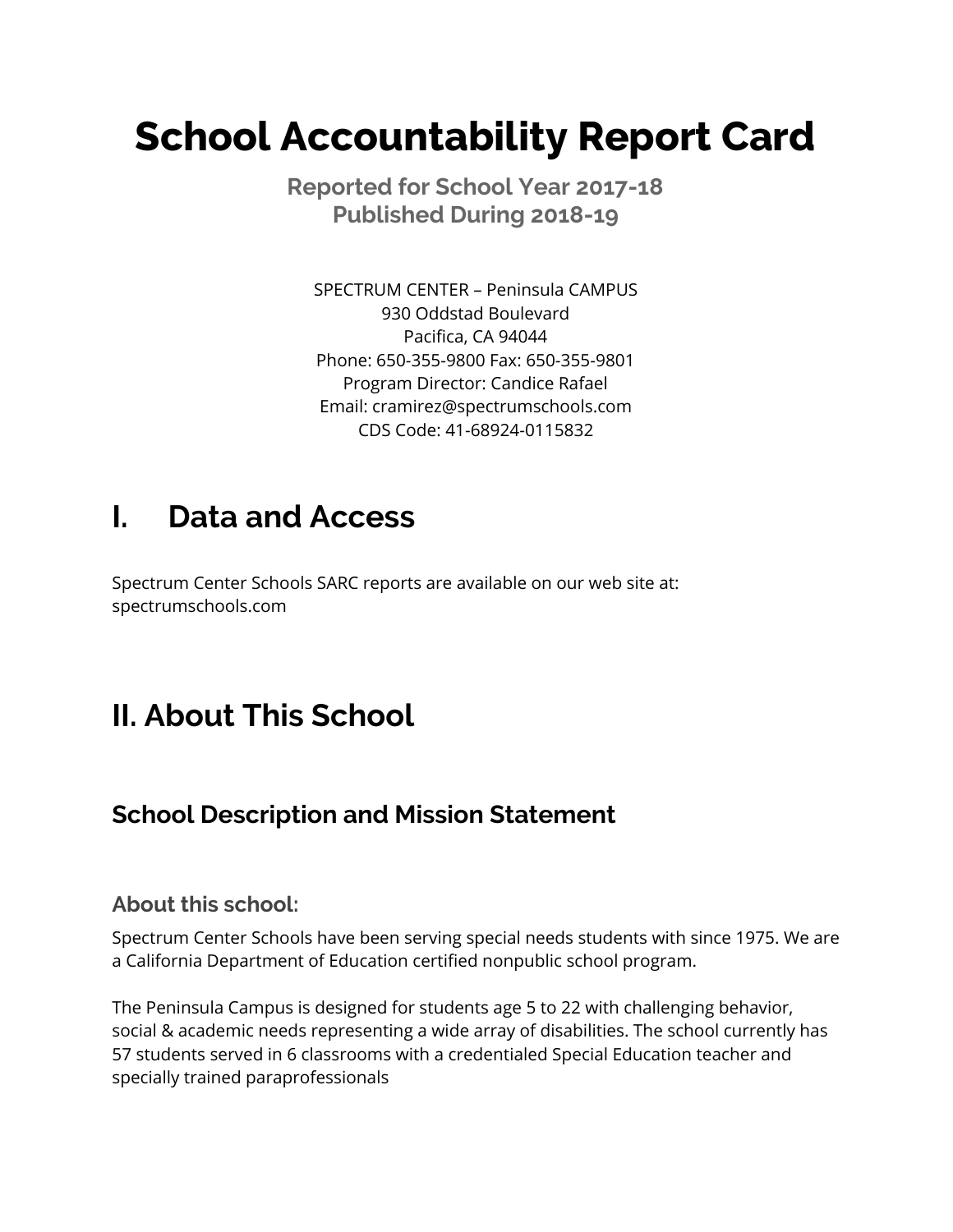# School Accountability Report Card

**Reported for School Year 2017-18**
**Published During 2018-19**

SPECTRUM CENTER – Peninsula CAMPUS
930 Oddstad Boulevard
Pacifica, CA 94044
Phone: 650-355-9800 Fax: 650-355-9801
Program Director: Candice Rafael
Email: cramirez@spectrumschools.com
CDS Code: 41-68924-0115832

# I. Data and Access

Spectrum Center Schools SARC reports are available on our web site at: spectrumschools.com

# II. About This School

## School Description and Mission Statement

### About this school:

Spectrum Center Schools have been serving special needs students with since 1975. We are a California Department of Education certified nonpublic school program.

The Peninsula Campus is designed for students age 5 to 22 with challenging behavior, social & academic needs representing a wide array of disabilities. The school currently has 57 students served in 6 classrooms with a credentialed Special Education teacher and specially trained paraprofessionals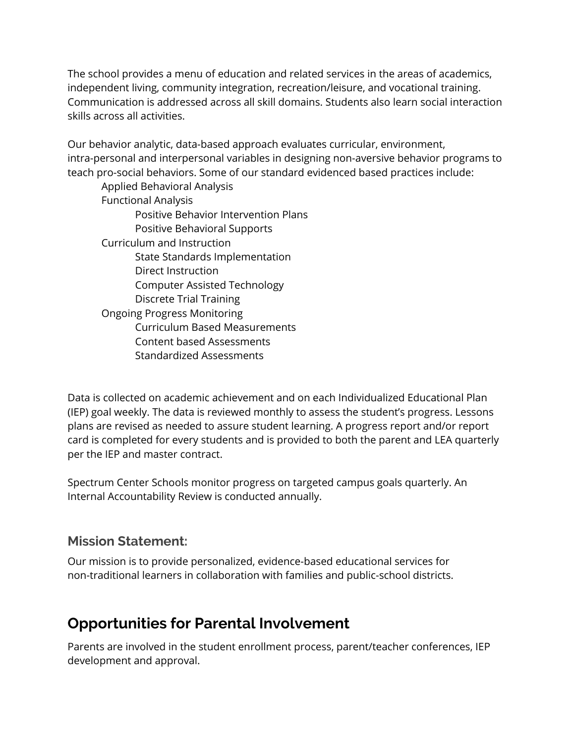The school provides a menu of education and related services in the areas of academics, independent living, community integration, recreation/leisure, and vocational training. Communication is addressed across all skill domains. Students also learn social interaction skills across all activities.

Our behavior analytic, data-based approach evaluates curricular, environment, intra-personal and interpersonal variables in designing non-aversive behavior programs to teach pro-social behaviors. Some of our standard evidenced based practices include:

- Applied Behavioral Analysis
- Functional Analysis
  - Positive Behavior Intervention Plans
  - Positive Behavioral Supports
- Curriculum and Instruction
  - State Standards Implementation
  - Direct Instruction
  - Computer Assisted Technology
  - Discrete Trial Training
- Ongoing Progress Monitoring
  - Curriculum Based Measurements
  - Content based Assessments
  - Standardized Assessments

Data is collected on academic achievement and on each Individualized Educational Plan (IEP) goal weekly. The data is reviewed monthly to assess the student's progress. Lessons plans are revised as needed to assure student learning. A progress report and/or report card is completed for every students and is provided to both the parent and LEA quarterly per the IEP and master contract.

Spectrum Center Schools monitor progress on targeted campus goals quarterly. An Internal Accountability Review is conducted annually.

### Mission Statement:

Our mission is to provide personalized, evidence-based educational services for non-traditional learners in collaboration with families and public-school districts.

## Opportunities for Parental Involvement

Parents are involved in the student enrollment process, parent/teacher conferences, IEP development and approval.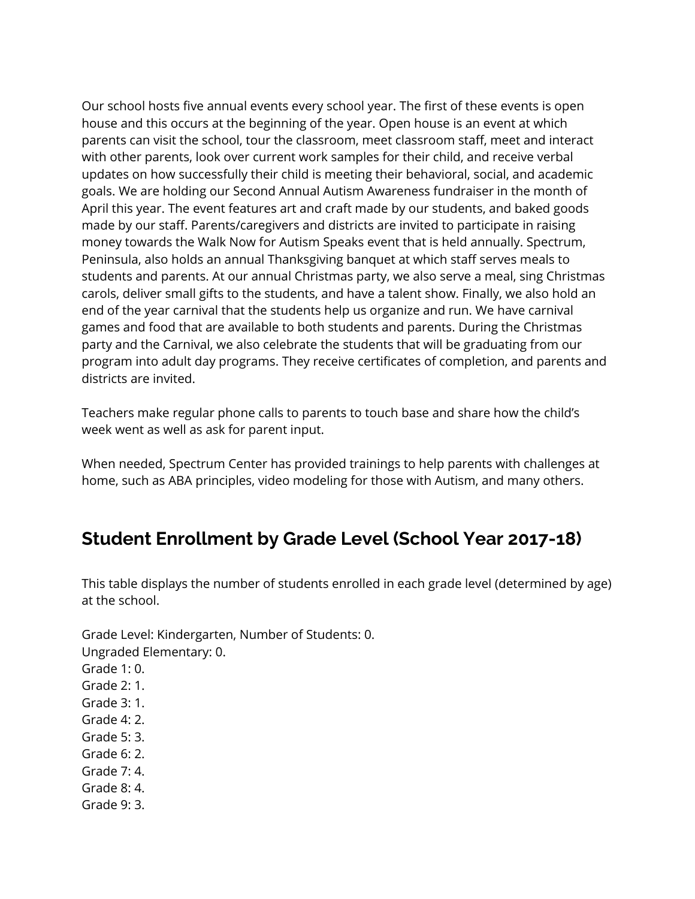Our school hosts five annual events every school year. The first of these events is open house and this occurs at the beginning of the year. Open house is an event at which parents can visit the school, tour the classroom, meet classroom staff, meet and interact with other parents, look over current work samples for their child, and receive verbal updates on how successfully their child is meeting their behavioral, social, and academic goals. We are holding our Second Annual Autism Awareness fundraiser in the month of April this year. The event features art and craft made by our students, and baked goods made by our staff. Parents/caregivers and districts are invited to participate in raising money towards the Walk Now for Autism Speaks event that is held annually. Spectrum, Peninsula, also holds an annual Thanksgiving banquet at which staff serves meals to students and parents. At our annual Christmas party, we also serve a meal, sing Christmas carols, deliver small gifts to the students, and have a talent show. Finally, we also hold an end of the year carnival that the students help us organize and run. We have carnival games and food that are available to both students and parents. During the Christmas party and the Carnival, we also celebrate the students that will be graduating from our program into adult day programs. They receive certificates of completion, and parents and districts are invited.

Teachers make regular phone calls to parents to touch base and share how the child's week went as well as ask for parent input.

When needed, Spectrum Center has provided trainings to help parents with challenges at home, such as ABA principles, video modeling for those with Autism, and many others.

## Student Enrollment by Grade Level (School Year 2017-18)

This table displays the number of students enrolled in each grade level (determined by age) at the school.

Grade Level: Kindergarten, Number of Students: 0.
Ungraded Elementary: 0.
Grade 1: 0.
Grade 2: 1.
Grade 3: 1.
Grade 4: 2.
Grade 5: 3.
Grade 6: 2.
Grade 7: 4.
Grade 8: 4.
Grade 9: 3.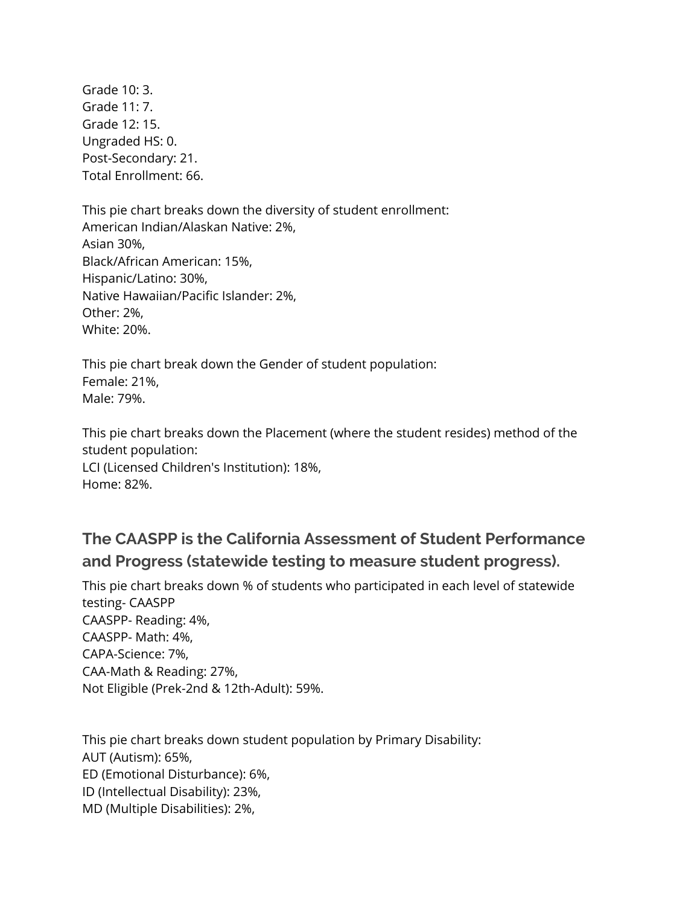Grade 10: 3.
Grade 11: 7.
Grade 12: 15.
Ungraded HS: 0.
Post-Secondary: 21.
Total Enrollment: 66.

This pie chart breaks down the diversity of student enrollment:
American Indian/Alaskan Native: 2%,
Asian 30%,
Black/African American: 15%,
Hispanic/Latino: 30%,
Native Hawaiian/Pacific Islander: 2%,
Other: 2%,
White: 20%.

This pie chart break down the Gender of student population:
Female: 21%,
Male: 79%.

This pie chart breaks down the Placement (where the student resides) method of the student population:
LCI (Licensed Children's Institution): 18%,
Home: 82%.

## The CAASPP is the California Assessment of Student Performance and Progress (statewide testing to measure student progress).

This pie chart breaks down % of students who participated in each level of statewide testing- CAASPP
CAASPP- Reading: 4%,
CAASPP- Math: 4%,
CAPA-Science: 7%,
CAA-Math & Reading: 27%,
Not Eligible (Prek-2nd & 12th-Adult): 59%.

This pie chart breaks down student population by Primary Disability:
AUT (Autism): 65%,
ED (Emotional Disturbance): 6%,
ID (Intellectual Disability): 23%,
MD (Multiple Disabilities): 2%,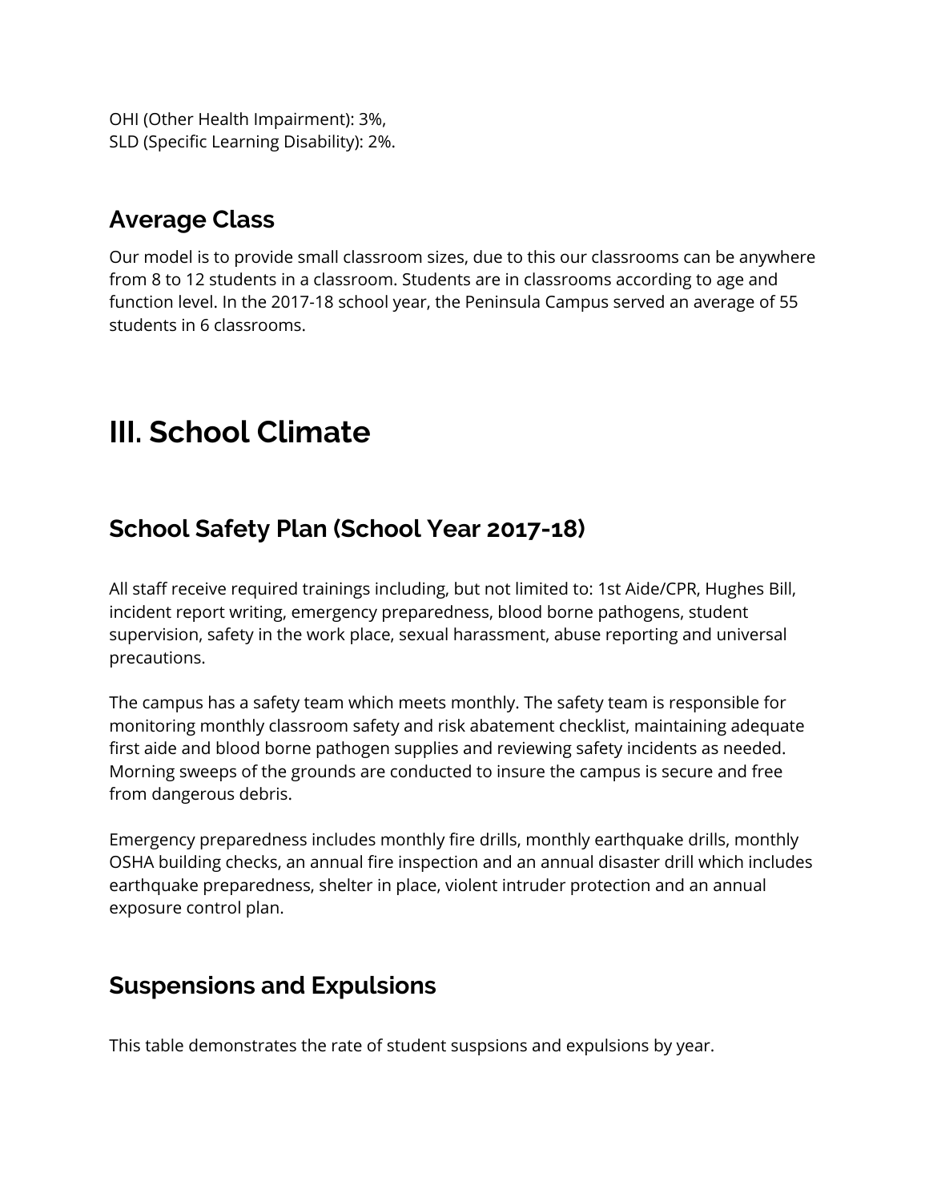OHI (Other Health Impairment): 3%,
SLD (Specific Learning Disability): 2%.

## Average Class

Our model is to provide small classroom sizes, due to this our classrooms can be anywhere from 8 to 12 students in a classroom. Students are in classrooms according to age and function level. In the 2017-18 school year, the Peninsula Campus served an average of 55 students in 6 classrooms.

# III. School Climate

## School Safety Plan (School Year 2017-18)

All staff receive required trainings including, but not limited to: 1st Aide/CPR, Hughes Bill, incident report writing, emergency preparedness, blood borne pathogens, student supervision, safety in the work place, sexual harassment, abuse reporting and universal precautions.

The campus has a safety team which meets monthly. The safety team is responsible for monitoring monthly classroom safety and risk abatement checklist, maintaining adequate first aide and blood borne pathogen supplies and reviewing safety incidents as needed. Morning sweeps of the grounds are conducted to insure the campus is secure and free from dangerous debris.

Emergency preparedness includes monthly fire drills, monthly earthquake drills, monthly OSHA building checks, an annual fire inspection and an annual disaster drill which includes earthquake preparedness, shelter in place, violent intruder protection and an annual exposure control plan.

## Suspensions and Expulsions

This table demonstrates the rate of student suspsions and expulsions by year.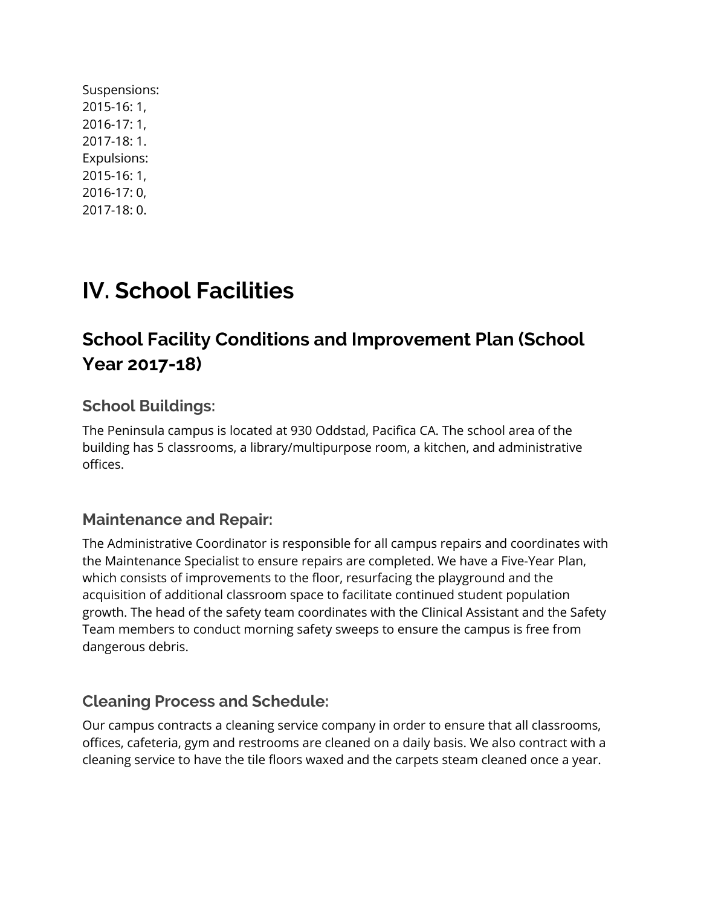Suspensions:
2015-16: 1,
2016-17: 1,
2017-18: 1.
Expulsions:
2015-16: 1,
2016-17: 0,
2017-18: 0.

# IV. School Facilities

## School Facility Conditions and Improvement Plan (School Year 2017-18)

### School Buildings:

The Peninsula campus is located at 930 Oddstad, Pacifica CA. The school area of the building has 5 classrooms, a library/multipurpose room, a kitchen, and administrative offices.

### Maintenance and Repair:

The Administrative Coordinator is responsible for all campus repairs and coordinates with the Maintenance Specialist to ensure repairs are completed. We have a Five-Year Plan, which consists of improvements to the floor, resurfacing the playground and the acquisition of additional classroom space to facilitate continued student population growth. The head of the safety team coordinates with the Clinical Assistant and the Safety Team members to conduct morning safety sweeps to ensure the campus is free from dangerous debris.

### Cleaning Process and Schedule:

Our campus contracts a cleaning service company in order to ensure that all classrooms, offices, cafeteria, gym and restrooms are cleaned on a daily basis. We also contract with a cleaning service to have the tile floors waxed and the carpets steam cleaned once a year.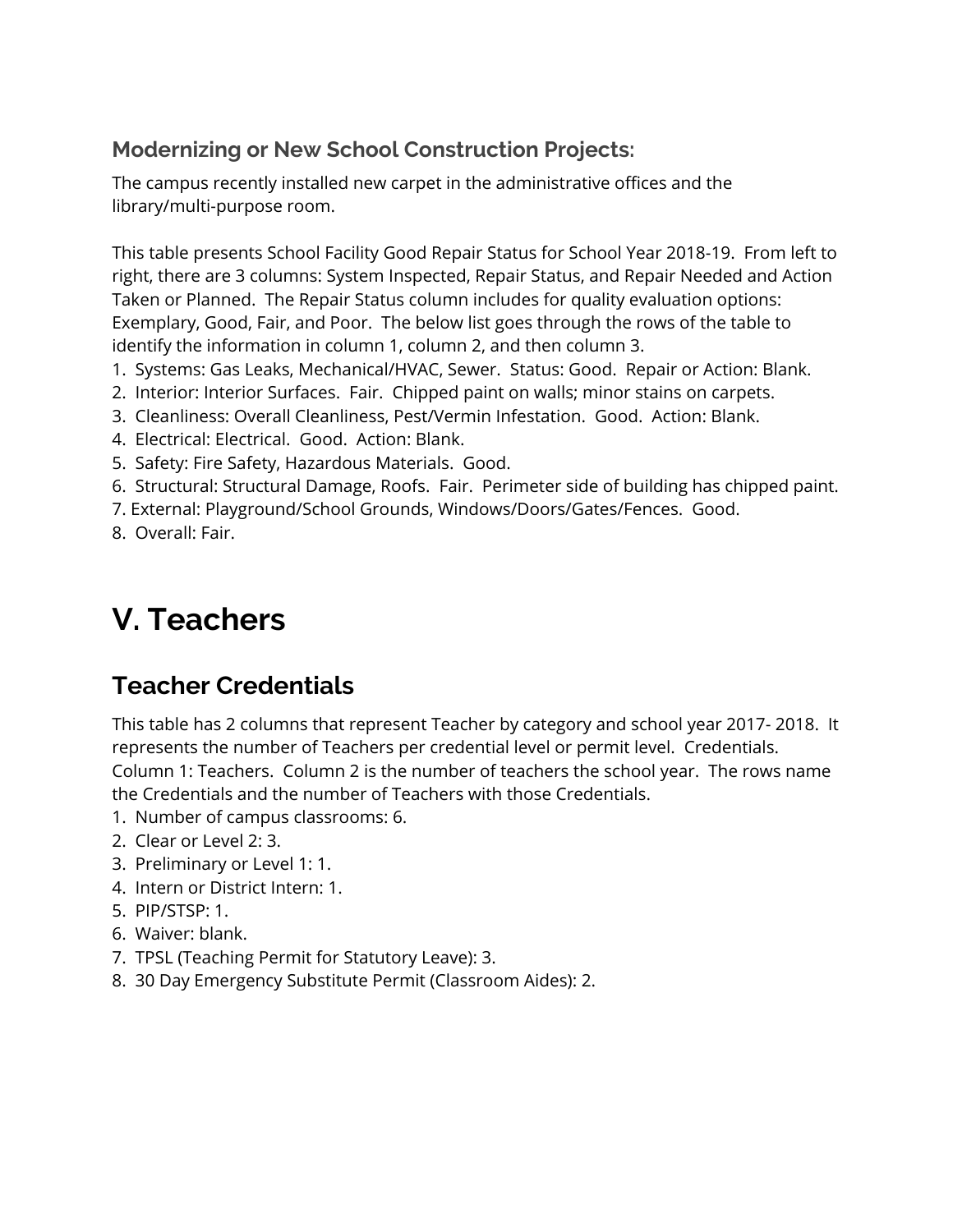### Modernizing or New School Construction Projects:

The campus recently installed new carpet in the administrative offices and the library/multi-purpose room.

This table presents School Facility Good Repair Status for School Year 2018-19. From left to right, there are 3 columns: System Inspected, Repair Status, and Repair Needed and Action Taken or Planned. The Repair Status column includes for quality evaluation options: Exemplary, Good, Fair, and Poor. The below list goes through the rows of the table to identify the information in column 1, column 2, and then column 3.

1. Systems: Gas Leaks, Mechanical/HVAC, Sewer. Status: Good. Repair or Action: Blank.
2. Interior: Interior Surfaces. Fair. Chipped paint on walls; minor stains on carpets.
3. Cleanliness: Overall Cleanliness, Pest/Vermin Infestation. Good. Action: Blank.
4. Electrical: Electrical. Good. Action: Blank.
5. Safety: Fire Safety, Hazardous Materials. Good.
6. Structural: Structural Damage, Roofs. Fair. Perimeter side of building has chipped paint.
7. External: Playground/School Grounds, Windows/Doors/Gates/Fences. Good.
8. Overall: Fair.

# V. Teachers

## Teacher Credentials

This table has 2 columns that represent Teacher by category and school year 2017- 2018. It represents the number of Teachers per credential level or permit level. Credentials. Column 1: Teachers. Column 2 is the number of teachers the school year. The rows name the Credentials and the number of Teachers with those Credentials.

1. Number of campus classrooms: 6.
2. Clear or Level 2: 3.
3. Preliminary or Level 1: 1.
4. Intern or District Intern: 1.
5. PIP/STSP: 1.
6. Waiver: blank.
7. TPSL (Teaching Permit for Statutory Leave): 3.
8. 30 Day Emergency Substitute Permit (Classroom Aides): 2.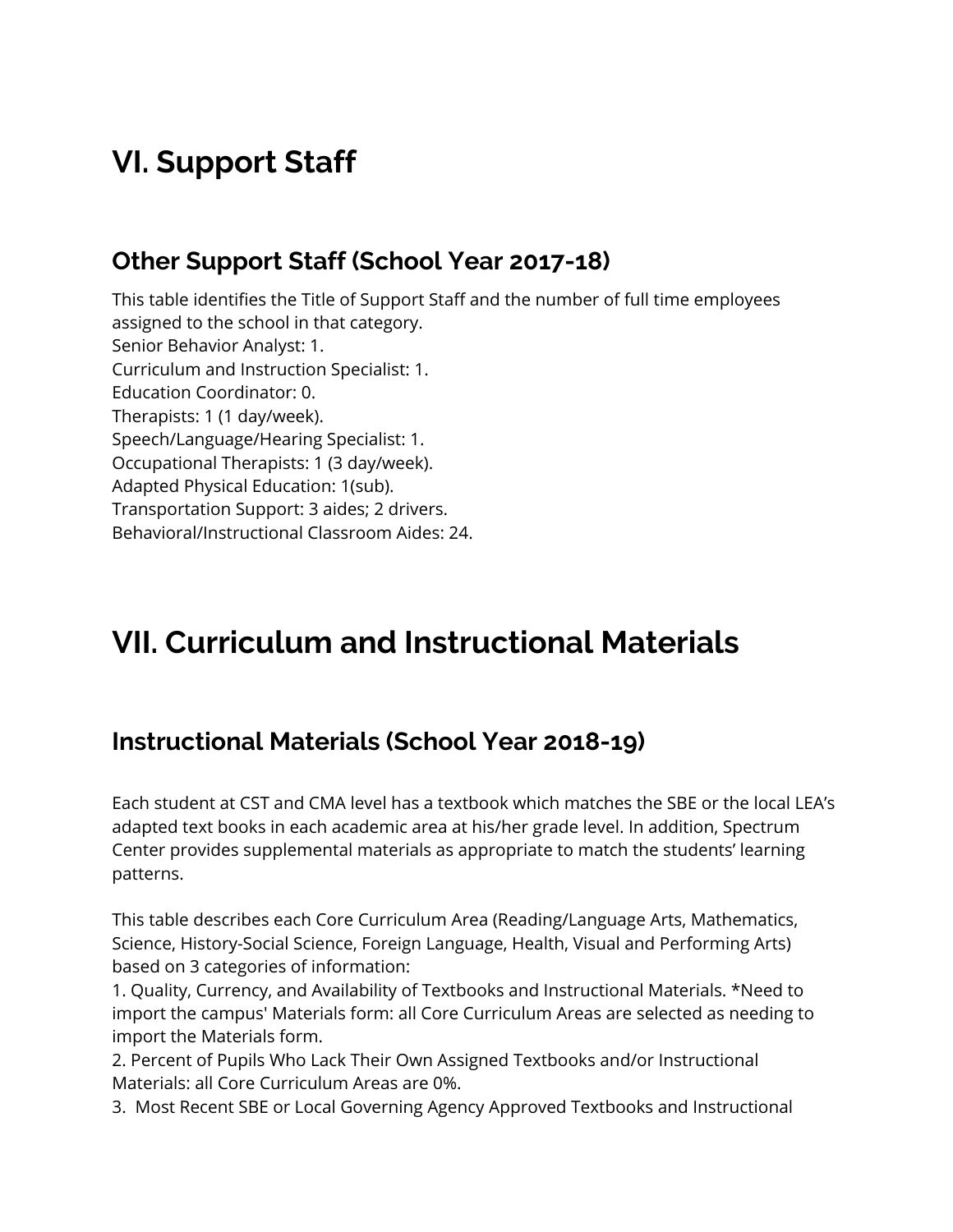# VI. Support Staff

## Other Support Staff (School Year 2017-18)

This table identifies the Title of Support Staff and the number of full time employees assigned to the school in that category.
Senior Behavior Analyst: 1.
Curriculum and Instruction Specialist: 1.
Education Coordinator: 0.
Therapists: 1 (1 day/week).
Speech/Language/Hearing Specialist: 1.
Occupational Therapists: 1 (3 day/week).
Adapted Physical Education: 1(sub).
Transportation Support: 3 aides; 2 drivers.
Behavioral/Instructional Classroom Aides: 24.

# VII. Curriculum and Instructional Materials

## Instructional Materials (School Year 2018-19)

Each student at CST and CMA level has a textbook which matches the SBE or the local LEA's adapted text books in each academic area at his/her grade level. In addition, Spectrum Center provides supplemental materials as appropriate to match the students' learning patterns.

This table describes each Core Curriculum Area (Reading/Language Arts, Mathematics, Science, History-Social Science, Foreign Language, Health, Visual and Performing Arts) based on 3 categories of information:
1. Quality, Currency, and Availability of Textbooks and Instructional Materials. *Need to import the campus' Materials form: all Core Curriculum Areas are selected as needing to import the Materials form.
2. Percent of Pupils Who Lack Their Own Assigned Textbooks and/or Instructional Materials: all Core Curriculum Areas are 0%.
3. Most Recent SBE or Local Governing Agency Approved Textbooks and Instructional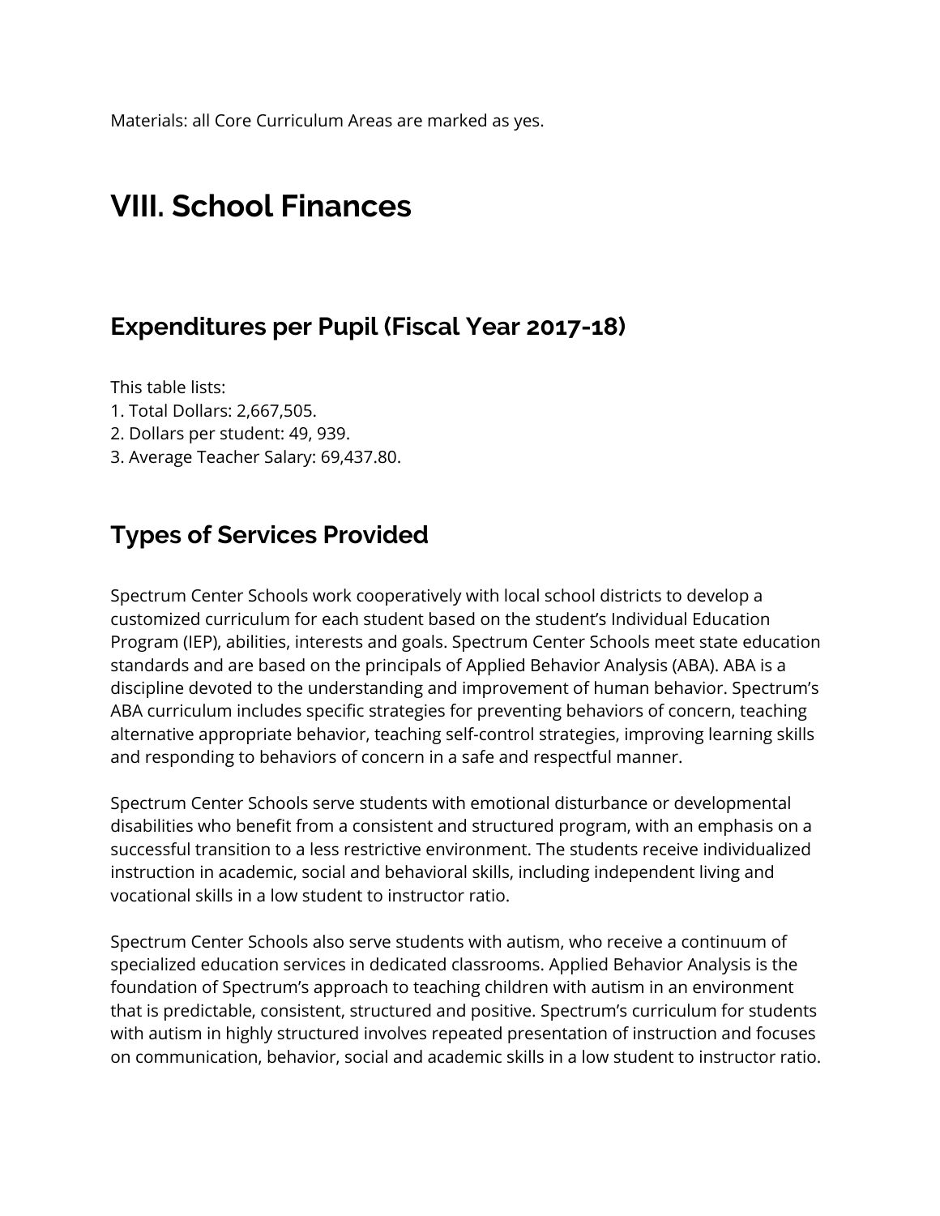Materials: all Core Curriculum Areas are marked as yes.

# VIII. School Finances

## Expenditures per Pupil (Fiscal Year 2017-18)

This table lists:
1. Total Dollars: 2,667,505.
2. Dollars per student: 49, 939.
3. Average Teacher Salary: 69,437.80.

## Types of Services Provided

Spectrum Center Schools work cooperatively with local school districts to develop a customized curriculum for each student based on the student's Individual Education Program (IEP), abilities, interests and goals. Spectrum Center Schools meet state education standards and are based on the principals of Applied Behavior Analysis (ABA). ABA is a discipline devoted to the understanding and improvement of human behavior. Spectrum's ABA curriculum includes specific strategies for preventing behaviors of concern, teaching alternative appropriate behavior, teaching self-control strategies, improving learning skills and responding to behaviors of concern in a safe and respectful manner.

Spectrum Center Schools serve students with emotional disturbance or developmental disabilities who benefit from a consistent and structured program, with an emphasis on a successful transition to a less restrictive environment. The students receive individualized instruction in academic, social and behavioral skills, including independent living and vocational skills in a low student to instructor ratio.

Spectrum Center Schools also serve students with autism, who receive a continuum of specialized education services in dedicated classrooms. Applied Behavior Analysis is the foundation of Spectrum's approach to teaching children with autism in an environment that is predictable, consistent, structured and positive. Spectrum's curriculum for students with autism in highly structured involves repeated presentation of instruction and focuses on communication, behavior, social and academic skills in a low student to instructor ratio.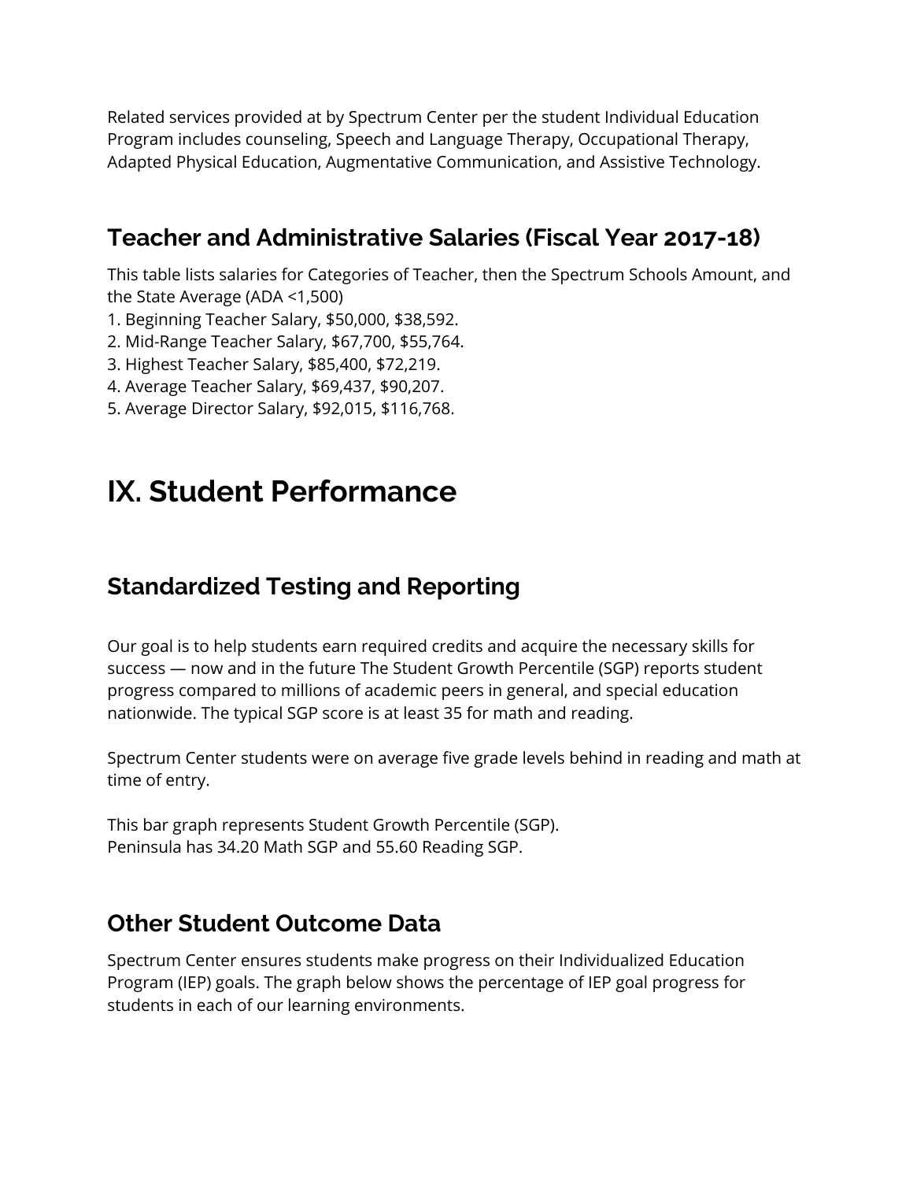Related services provided at by Spectrum Center per the student Individual Education Program includes counseling, Speech and Language Therapy, Occupational Therapy, Adapted Physical Education, Augmentative Communication, and Assistive Technology.

## Teacher and Administrative Salaries (Fiscal Year 2017-18)

This table lists salaries for Categories of Teacher, then the Spectrum Schools Amount, and the State Average (ADA <1,500)

1. Beginning Teacher Salary, $50,000, $38,592.
2. Mid-Range Teacher Salary, $67,700, $55,764.
3. Highest Teacher Salary, $85,400, $72,219.
4. Average Teacher Salary, $69,437, $90,207.
5. Average Director Salary, $92,015, $116,768.

# IX. Student Performance

## Standardized Testing and Reporting

Our goal is to help students earn required credits and acquire the necessary skills for success — now and in the future The Student Growth Percentile (SGP) reports student progress compared to millions of academic peers in general, and special education nationwide. The typical SGP score is at least 35 for math and reading.

Spectrum Center students were on average five grade levels behind in reading and math at time of entry.

This bar graph represents Student Growth Percentile (SGP).
Peninsula has 34.20 Math SGP and 55.60 Reading SGP.

## Other Student Outcome Data

Spectrum Center ensures students make progress on their Individualized Education Program (IEP) goals. The graph below shows the percentage of IEP goal progress for students in each of our learning environments.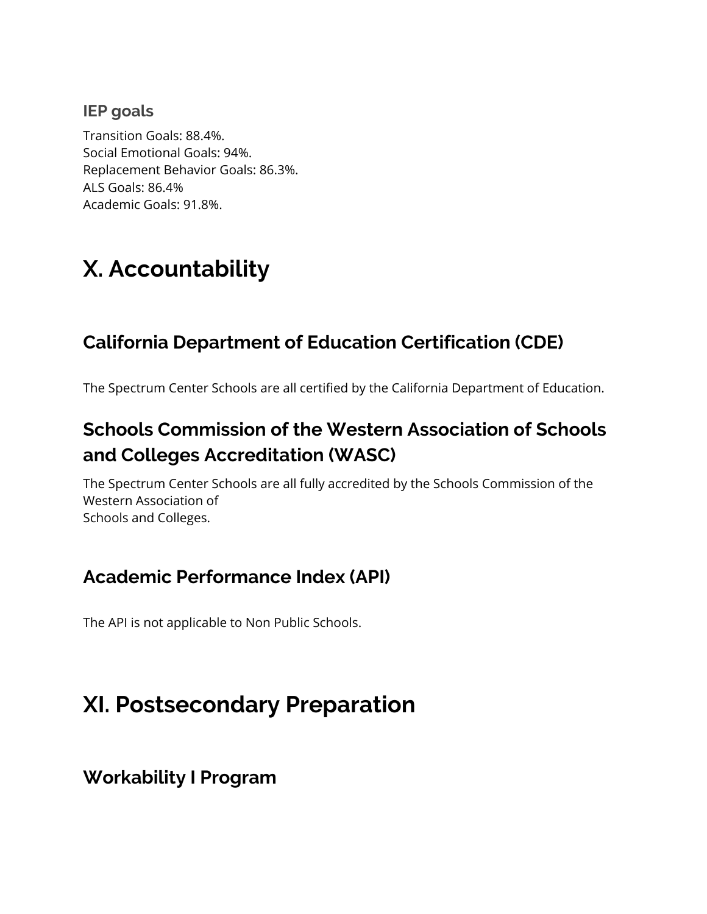### IEP goals

Transition Goals: 88.4%.
Social Emotional Goals: 94%.
Replacement Behavior Goals: 86.3%.
ALS Goals: 86.4%
Academic Goals: 91.8%.

# X. Accountability

## California Department of Education Certification (CDE)

The Spectrum Center Schools are all certified by the California Department of Education.

## Schools Commission of the Western Association of Schools and Colleges Accreditation (WASC)

The Spectrum Center Schools are all fully accredited by the Schools Commission of the Western Association of
Schools and Colleges.

## Academic Performance Index (API)

The API is not applicable to Non Public Schools.

# XI. Postsecondary Preparation

## Workability I Program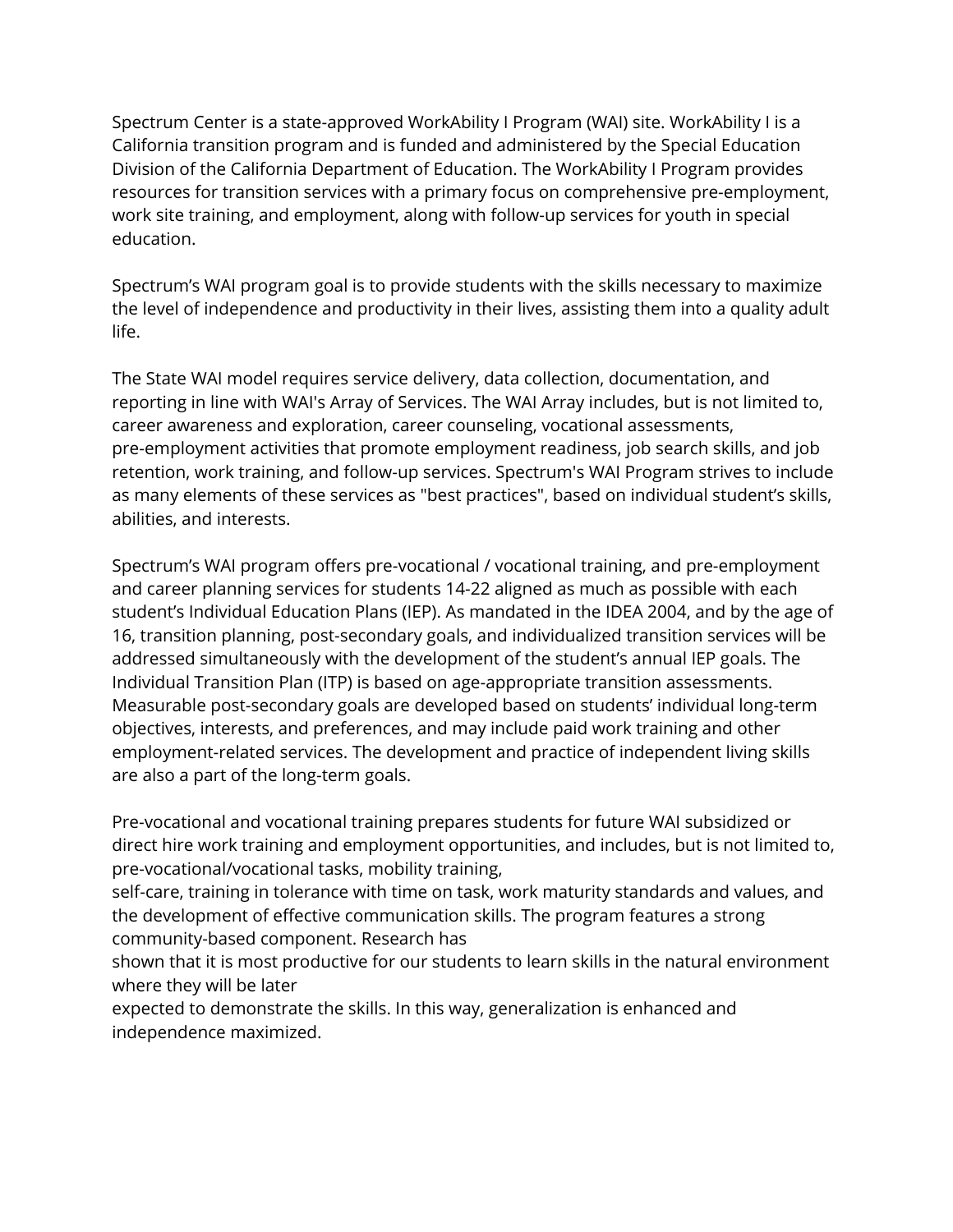Spectrum Center is a state-approved WorkAbility I Program (WAI) site. WorkAbility I is a California transition program and is funded and administered by the Special Education Division of the California Department of Education. The WorkAbility I Program provides resources for transition services with a primary focus on comprehensive pre-employment, work site training, and employment, along with follow-up services for youth in special education.

Spectrum's WAI program goal is to provide students with the skills necessary to maximize the level of independence and productivity in their lives, assisting them into a quality adult life.

The State WAI model requires service delivery, data collection, documentation, and reporting in line with WAI's Array of Services. The WAI Array includes, but is not limited to, career awareness and exploration, career counseling, vocational assessments, pre-employment activities that promote employment readiness, job search skills, and job retention, work training, and follow-up services. Spectrum's WAI Program strives to include as many elements of these services as "best practices", based on individual student's skills, abilities, and interests.

Spectrum's WAI program offers pre-vocational / vocational training, and pre-employment and career planning services for students 14-22 aligned as much as possible with each student's Individual Education Plans (IEP). As mandated in the IDEA 2004, and by the age of 16, transition planning, post-secondary goals, and individualized transition services will be addressed simultaneously with the development of the student's annual IEP goals. The Individual Transition Plan (ITP) is based on age-appropriate transition assessments. Measurable post-secondary goals are developed based on students' individual long-term objectives, interests, and preferences, and may include paid work training and other employment-related services. The development and practice of independent living skills are also a part of the long-term goals.

Pre-vocational and vocational training prepares students for future WAI subsidized or direct hire work training and employment opportunities, and includes, but is not limited to, pre-vocational/vocational tasks, mobility training, self-care, training in tolerance with time on task, work maturity standards and values, and the development of effective communication skills. The program features a strong community-based component. Research has shown that it is most productive for our students to learn skills in the natural environment where they will be later expected to demonstrate the skills. In this way, generalization is enhanced and independence maximized.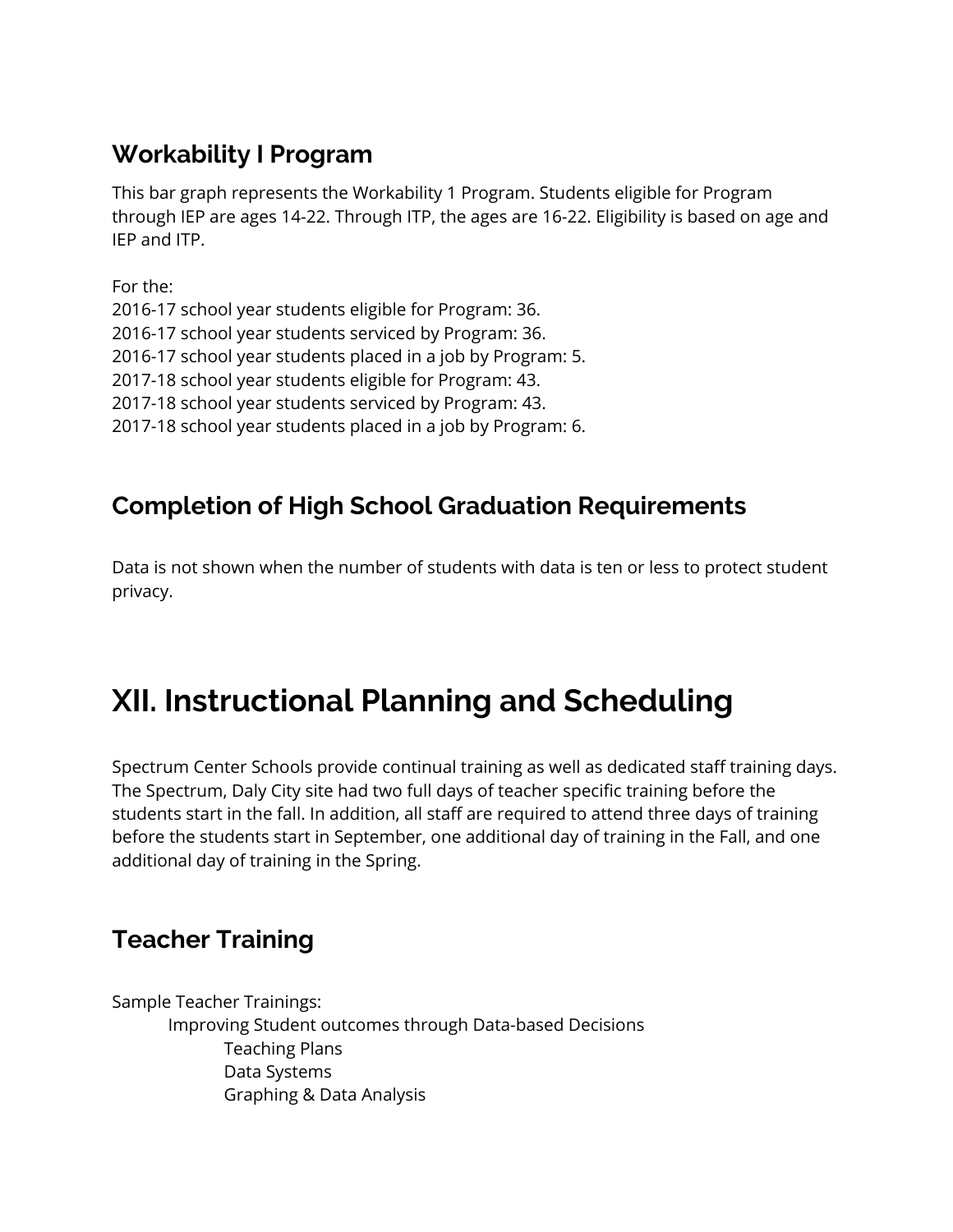## Workability I Program

This bar graph represents the Workability 1 Program. Students eligible for Program through IEP are ages 14-22. Through ITP, the ages are 16-22. Eligibility is based on age and IEP and ITP.

For the:
2016-17 school year students eligible for Program: 36.
2016-17 school year students serviced by Program: 36.
2016-17 school year students placed in a job by Program: 5.
2017-18 school year students eligible for Program: 43.
2017-18 school year students serviced by Program: 43.
2017-18 school year students placed in a job by Program: 6.

## Completion of High School Graduation Requirements

Data is not shown when the number of students with data is ten or less to protect student privacy.

# XII. Instructional Planning and Scheduling

Spectrum Center Schools provide continual training as well as dedicated staff training days. The Spectrum, Daly City site had two full days of teacher specific training before the students start in the fall. In addition, all staff are required to attend three days of training before the students start in September, one additional day of training in the Fall, and one additional day of training in the Spring.

## Teacher Training

Sample Teacher Trainings:

- Improving Student outcomes through Data-based Decisions
    - Teaching Plans
    - Data Systems
    - Graphing & Data Analysis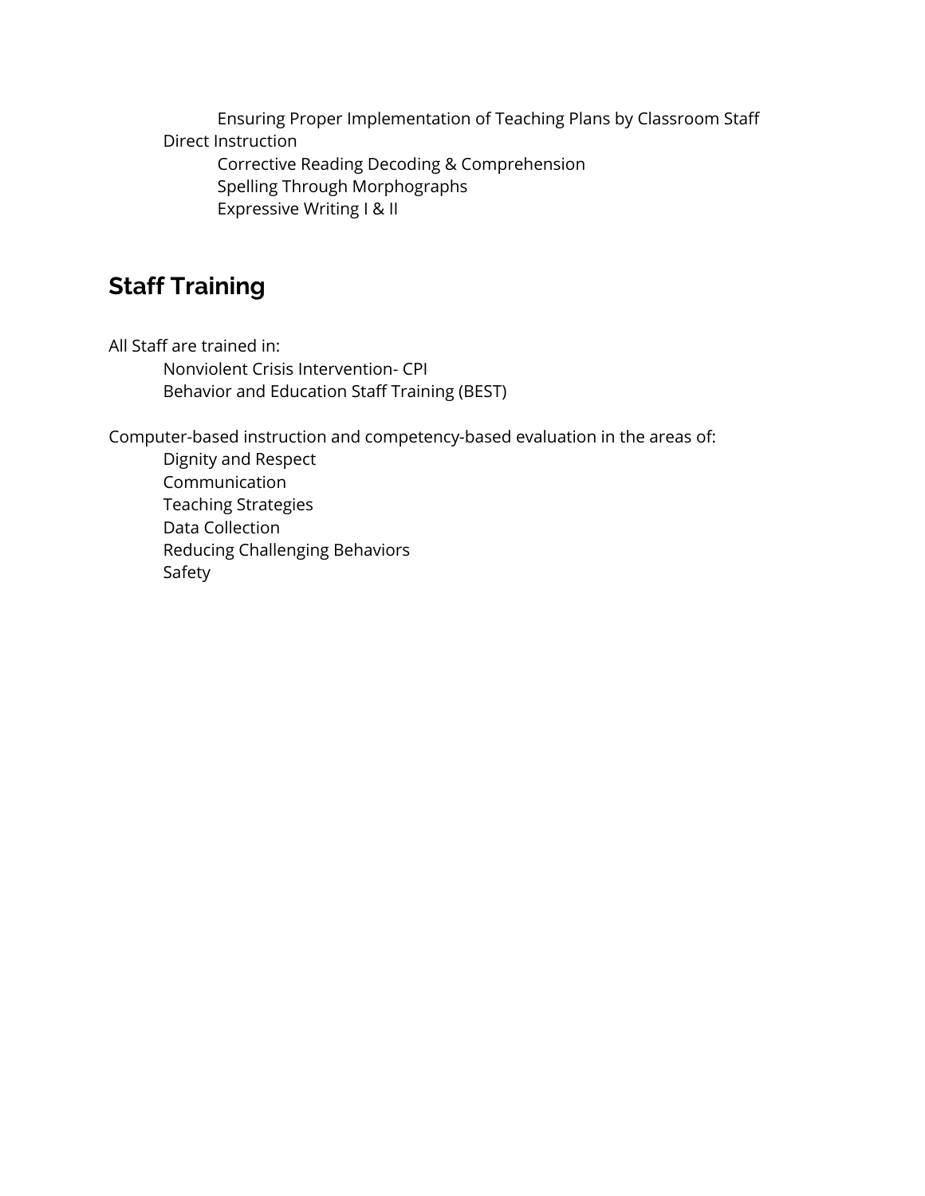- Ensuring Proper Implementation of Teaching Plans by Classroom Staff
- Direct Instruction
  - Corrective Reading Decoding & Comprehension
  - Spelling Through Morphographs
  - Expressive Writing I & II

## Staff Training

All Staff are trained in:

- Nonviolent Crisis Intervention- CPI
- Behavior and Education Staff Training (BEST)

Computer-based instruction and competency-based evaluation in the areas of:

- Dignity and Respect
- Communication
- Teaching Strategies
- Data Collection
- Reducing Challenging Behaviors
- Safety